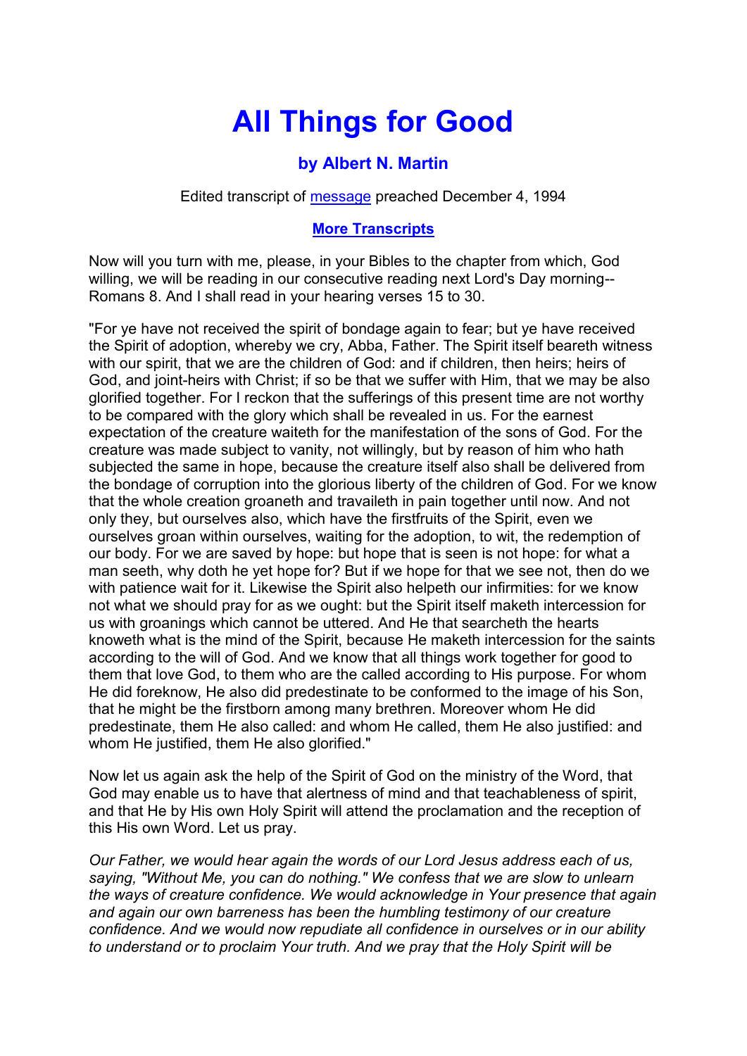# All Things for Good

### by Albert N. Martin

Edited transcript of message preached December 4, 1994

**More Transcripts**

Now will you turn with me, please, in your Bibles to the chapter from which, God willing, we will be reading in our consecutive reading next Lord's Day morning--Romans 8. And I shall read in your hearing verses 15 to 30.

"For ye have not received the spirit of bondage again to fear; but ye have received the Spirit of adoption, whereby we cry, Abba, Father. The Spirit itself beareth witness with our spirit, that we are the children of God: and if children, then heirs; heirs of God, and joint-heirs with Christ; if so be that we suffer with Him, that we may be also glorified together. For I reckon that the sufferings of this present time are not worthy to be compared with the glory which shall be revealed in us. For the earnest expectation of the creature waiteth for the manifestation of the sons of God. For the creature was made subject to vanity, not willingly, but by reason of him who hath subjected the same in hope, because the creature itself also shall be delivered from the bondage of corruption into the glorious liberty of the children of God. For we know that the whole creation groaneth and travaileth in pain together until now. And not only they, but ourselves also, which have the firstfruits of the Spirit, even we ourselves groan within ourselves, waiting for the adoption, to wit, the redemption of our body. For we are saved by hope: but hope that is seen is not hope: for what a man seeth, why doth he yet hope for? But if we hope for that we see not, then do we with patience wait for it. Likewise the Spirit also helpeth our infirmities: for we know not what we should pray for as we ought: but the Spirit itself maketh intercession for us with groanings which cannot be uttered. And He that searcheth the hearts knoweth what is the mind of the Spirit, because He maketh intercession for the saints according to the will of God. And we know that all things work together for good to them that love God, to them who are the called according to His purpose. For whom He did foreknow, He also did predestinate to be conformed to the image of his Son, that he might be the firstborn among many brethren. Moreover whom He did predestinate, them He also called: and whom He called, them He also justified: and whom He justified, them He also glorified."

Now let us again ask the help of the Spirit of God on the ministry of the Word, that God may enable us to have that alertness of mind and that teachableness of spirit, and that He by His own Holy Spirit will attend the proclamation and the reception of this His own Word. Let us pray.

*Our Father, we would hear again the words of our Lord Jesus address each of us, saying, "Without Me, you can do nothing." We confess that we are slow to unlearn the ways of creature confidence. We would acknowledge in Your presence that again and again our own barreness has been the humbling testimony of our creature confidence. And we would now repudiate all confidence in ourselves or in our ability to understand or to proclaim Your truth. And we pray that the Holy Spirit will be*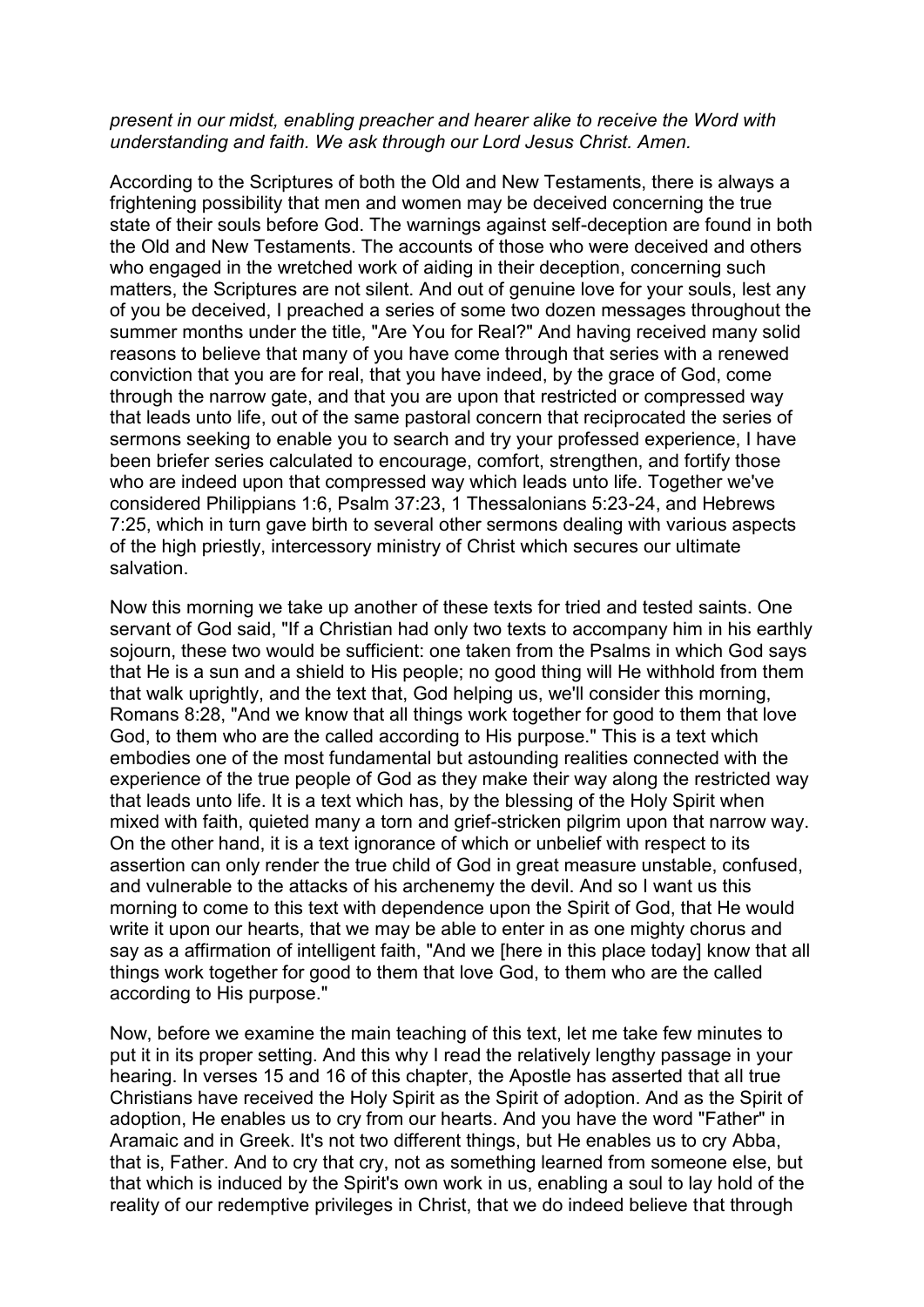*present in our midst, enabling preacher and hearer alike to receive the Word with understanding and faith. We ask through our Lord Jesus Christ. Amen.*

According to the Scriptures of both the Old and New Testaments, there is always a frightening possibility that men and women may be deceived concerning the true state of their souls before God. The warnings against self-deception are found in both the Old and New Testaments. The accounts of those who were deceived and others who engaged in the wretched work of aiding in their deception, concerning such matters, the Scriptures are not silent. And out of genuine love for your souls, lest any of you be deceived, I preached a series of some two dozen messages throughout the summer months under the title, "Are You for Real?" And having received many solid reasons to believe that many of you have come through that series with a renewed conviction that you are for real, that you have indeed, by the grace of God, come through the narrow gate, and that you are upon that restricted or compressed way that leads unto life, out of the same pastoral concern that reciprocated the series of sermons seeking to enable you to search and try your professed experience, I have been briefer series calculated to encourage, comfort, strengthen, and fortify those who are indeed upon that compressed way which leads unto life. Together we've considered Philippians 1:6, Psalm 37:23, 1 Thessalonians 5:23-24, and Hebrews 7:25, which in turn gave birth to several other sermons dealing with various aspects of the high priestly, intercessory ministry of Christ which secures our ultimate salvation.

Now this morning we take up another of these texts for tried and tested saints. One servant of God said, "If a Christian had only two texts to accompany him in his earthly sojourn, these two would be sufficient: one taken from the Psalms in which God says that He is a sun and a shield to His people; no good thing will He withhold from them that walk uprightly, and the text that, God helping us, we'll consider this morning, Romans 8:28, "And we know that all things work together for good to them that love God, to them who are the called according to His purpose." This is a text which embodies one of the most fundamental but astounding realities connected with the experience of the true people of God as they make their way along the restricted way that leads unto life. It is a text which has, by the blessing of the Holy Spirit when mixed with faith, quieted many a torn and grief-stricken pilgrim upon that narrow way. On the other hand, it is a text ignorance of which or unbelief with respect to its assertion can only render the true child of God in great measure unstable, confused, and vulnerable to the attacks of his archenemy the devil. And so I want us this morning to come to this text with dependence upon the Spirit of God, that He would write it upon our hearts, that we may be able to enter in as one mighty chorus and say as a affirmation of intelligent faith, "And we [here in this place today] know that all things work together for good to them that love God, to them who are the called according to His purpose."

Now, before we examine the main teaching of this text, let me take few minutes to put it in its proper setting. And this why I read the relatively lengthy passage in your hearing. In verses 15 and 16 of this chapter, the Apostle has asserted that all true Christians have received the Holy Spirit as the Spirit of adoption. And as the Spirit of adoption, He enables us to cry from our hearts. And you have the word "Father" in Aramaic and in Greek. It's not two different things, but He enables us to cry Abba, that is, Father. And to cry that cry, not as something learned from someone else, but that which is induced by the Spirit's own work in us, enabling a soul to lay hold of the reality of our redemptive privileges in Christ, that we do indeed believe that through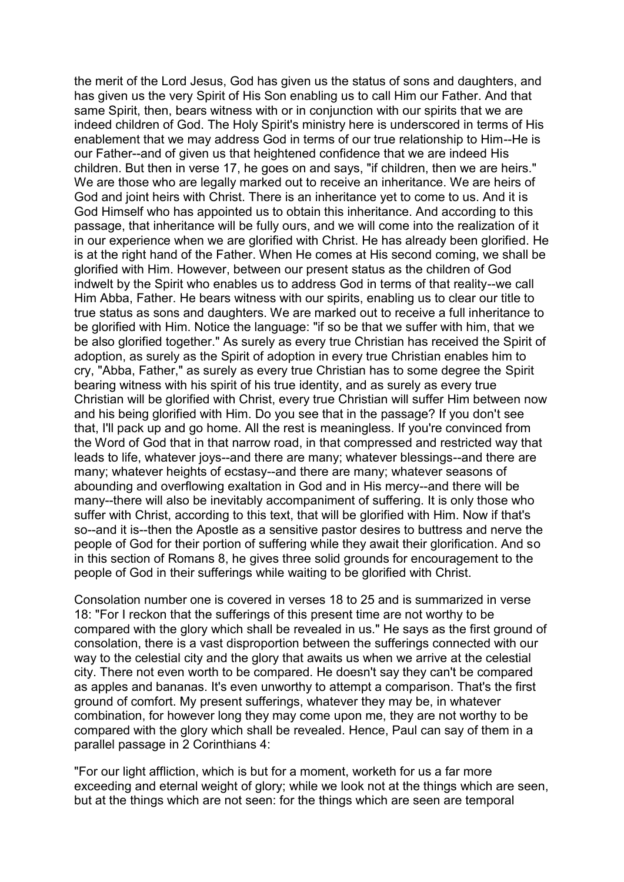the merit of the Lord Jesus, God has given us the status of sons and daughters, and has given us the very Spirit of His Son enabling us to call Him our Father. And that same Spirit, then, bears witness with or in conjunction with our spirits that we are indeed children of God. The Holy Spirit's ministry here is underscored in terms of His enablement that we may address God in terms of our true relationship to Him--He is our Father--and of given us that heightened confidence that we are indeed His children. But then in verse 17, he goes on and says, "if children, then we are heirs." We are those who are legally marked out to receive an inheritance. We are heirs of God and joint heirs with Christ. There is an inheritance yet to come to us. And it is God Himself who has appointed us to obtain this inheritance. And according to this passage, that inheritance will be fully ours, and we will come into the realization of it in our experience when we are glorified with Christ. He has already been glorified. He is at the right hand of the Father. When He comes at His second coming, we shall be glorified with Him. However, between our present status as the children of God indwelt by the Spirit who enables us to address God in terms of that reality--we call Him Abba, Father. He bears witness with our spirits, enabling us to clear our title to true status as sons and daughters. We are marked out to receive a full inheritance to be glorified with Him. Notice the language: "if so be that we suffer with him, that we be also glorified together." As surely as every true Christian has received the Spirit of adoption, as surely as the Spirit of adoption in every true Christian enables him to cry, "Abba, Father," as surely as every true Christian has to some degree the Spirit bearing witness with his spirit of his true identity, and as surely as every true Christian will be glorified with Christ, every true Christian will suffer Him between now and his being glorified with Him. Do you see that in the passage? If you don't see that, I'll pack up and go home. All the rest is meaningless. If you're convinced from the Word of God that in that narrow road, in that compressed and restricted way that leads to life, whatever joys--and there are many; whatever blessings--and there are many; whatever heights of ecstasy--and there are many; whatever seasons of abounding and overflowing exaltation in God and in His mercy--and there will be many--there will also be inevitably accompaniment of suffering. It is only those who suffer with Christ, according to this text, that will be glorified with Him. Now if that's so--and it is--then the Apostle as a sensitive pastor desires to buttress and nerve the people of God for their portion of suffering while they await their glorification. And so in this section of Romans 8, he gives three solid grounds for encouragement to the people of God in their sufferings while waiting to be glorified with Christ.

Consolation number one is covered in verses 18 to 25 and is summarized in verse 18: "For I reckon that the sufferings of this present time are not worthy to be compared with the glory which shall be revealed in us." He says as the first ground of consolation, there is a vast disproportion between the sufferings connected with our way to the celestial city and the glory that awaits us when we arrive at the celestial city. There not even worth to be compared. He doesn't say they can't be compared as apples and bananas. It's even unworthy to attempt a comparison. That's the first ground of comfort. My present sufferings, whatever they may be, in whatever combination, for however long they may come upon me, they are not worthy to be compared with the glory which shall be revealed. Hence, Paul can say of them in a parallel passage in 2 Corinthians 4:

"For our light affliction, which is but for a moment, worketh for us a far more exceeding and eternal weight of glory; while we look not at the things which are seen, but at the things which are not seen: for the things which are seen are temporal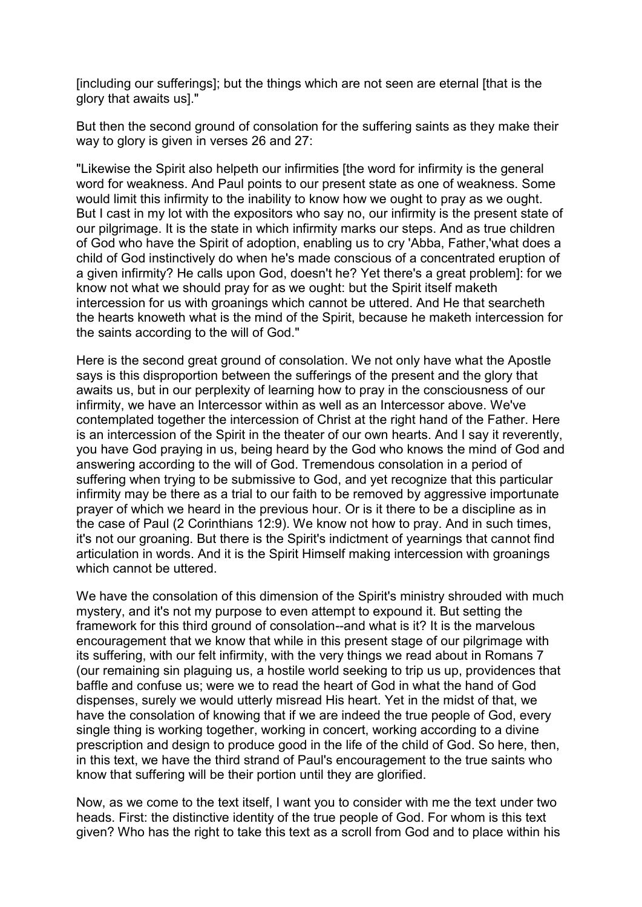[including our sufferings]; but the things which are not seen are eternal [that is the glory that awaits us]."

But then the second ground of consolation for the suffering saints as they make their way to glory is given in verses 26 and 27:

"Likewise the Spirit also helpeth our infirmities [the word for infirmity is the general word for weakness. And Paul points to our present state as one of weakness. Some would limit this infirmity to the inability to know how we ought to pray as we ought. But I cast in my lot with the expositors who say no, our infirmity is the present state of our pilgrimage. It is the state in which infirmity marks our steps. And as true children of God who have the Spirit of adoption, enabling us to cry 'Abba, Father,'what does a child of God instinctively do when he's made conscious of a concentrated eruption of a given infirmity? He calls upon God, doesn't he? Yet there's a great problem]: for we know not what we should pray for as we ought: but the Spirit itself maketh intercession for us with groanings which cannot be uttered. And He that searcheth the hearts knoweth what is the mind of the Spirit, because he maketh intercession for the saints according to the will of God."

Here is the second great ground of consolation. We not only have what the Apostle says is this disproportion between the sufferings of the present and the glory that awaits us, but in our perplexity of learning how to pray in the consciousness of our infirmity, we have an Intercessor within as well as an Intercessor above. We've contemplated together the intercession of Christ at the right hand of the Father. Here is an intercession of the Spirit in the theater of our own hearts. And I say it reverently, you have God praying in us, being heard by the God who knows the mind of God and answering according to the will of God. Tremendous consolation in a period of suffering when trying to be submissive to God, and yet recognize that this particular infirmity may be there as a trial to our faith to be removed by aggressive importunate prayer of which we heard in the previous hour. Or is it there to be a discipline as in the case of Paul (2 Corinthians 12:9). We know not how to pray. And in such times, it's not our groaning. But there is the Spirit's indictment of yearnings that cannot find articulation in words. And it is the Spirit Himself making intercession with groanings which cannot be uttered.

We have the consolation of this dimension of the Spirit's ministry shrouded with much mystery, and it's not my purpose to even attempt to expound it. But setting the framework for this third ground of consolation--and what is it? It is the marvelous encouragement that we know that while in this present stage of our pilgrimage with its suffering, with our felt infirmity, with the very things we read about in Romans 7 (our remaining sin plaguing us, a hostile world seeking to trip us up, providences that baffle and confuse us; were we to read the heart of God in what the hand of God dispenses, surely we would utterly misread His heart. Yet in the midst of that, we have the consolation of knowing that if we are indeed the true people of God, every single thing is working together, working in concert, working according to a divine prescription and design to produce good in the life of the child of God. So here, then, in this text, we have the third strand of Paul's encouragement to the true saints who know that suffering will be their portion until they are glorified.

Now, as we come to the text itself, I want you to consider with me the text under two heads. First: the distinctive identity of the true people of God. For whom is this text given? Who has the right to take this text as a scroll from God and to place within his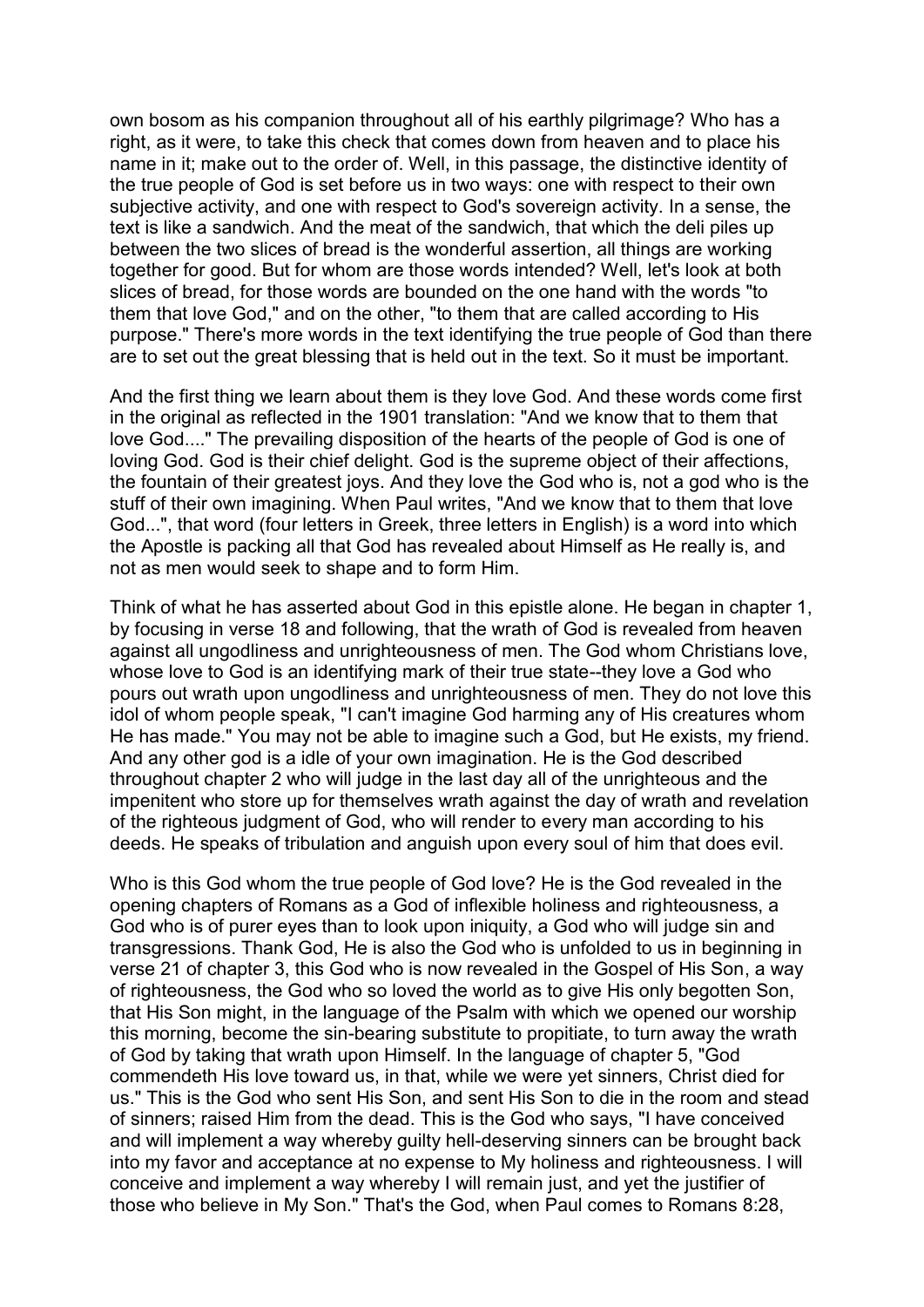own bosom as his companion throughout all of his earthly pilgrimage? Who has a right, as it were, to take this check that comes down from heaven and to place his name in it; make out to the order of. Well, in this passage, the distinctive identity of the true people of God is set before us in two ways: one with respect to their own subjective activity, and one with respect to God's sovereign activity. In a sense, the text is like a sandwich. And the meat of the sandwich, that which the deli piles up between the two slices of bread is the wonderful assertion, all things are working together for good. But for whom are those words intended? Well, let's look at both slices of bread, for those words are bounded on the one hand with the words "to them that love God," and on the other, "to them that are called according to His purpose." There's more words in the text identifying the true people of God than there are to set out the great blessing that is held out in the text. So it must be important.

And the first thing we learn about them is they love God. And these words come first in the original as reflected in the 1901 translation: "And we know that to them that love God...." The prevailing disposition of the hearts of the people of God is one of loving God. God is their chief delight. God is the supreme object of their affections, the fountain of their greatest joys. And they love the God who is, not a god who is the stuff of their own imagining. When Paul writes, "And we know that to them that love God...", that word (four letters in Greek, three letters in English) is a word into which the Apostle is packing all that God has revealed about Himself as He really is, and not as men would seek to shape and to form Him.

Think of what he has asserted about God in this epistle alone. He began in chapter 1, by focusing in verse 18 and following, that the wrath of God is revealed from heaven against all ungodliness and unrighteousness of men. The God whom Christians love, whose love to God is an identifying mark of their true state--they love a God who pours out wrath upon ungodliness and unrighteousness of men. They do not love this idol of whom people speak, "I can't imagine God harming any of His creatures whom He has made." You may not be able to imagine such a God, but He exists, my friend. And any other god is a idle of your own imagination. He is the God described throughout chapter 2 who will judge in the last day all of the unrighteous and the impenitent who store up for themselves wrath against the day of wrath and revelation of the righteous judgment of God, who will render to every man according to his deeds. He speaks of tribulation and anguish upon every soul of him that does evil.

Who is this God whom the true people of God love? He is the God revealed in the opening chapters of Romans as a God of inflexible holiness and righteousness, a God who is of purer eyes than to look upon iniquity, a God who will judge sin and transgressions. Thank God, He is also the God who is unfolded to us in beginning in verse 21 of chapter 3, this God who is now revealed in the Gospel of His Son, a way of righteousness, the God who so loved the world as to give His only begotten Son, that His Son might, in the language of the Psalm with which we opened our worship this morning, become the sin-bearing substitute to propitiate, to turn away the wrath of God by taking that wrath upon Himself. In the language of chapter 5, "God commendeth His love toward us, in that, while we were yet sinners, Christ died for us." This is the God who sent His Son, and sent His Son to die in the room and stead of sinners; raised Him from the dead. This is the God who says, "I have conceived and will implement a way whereby guilty hell-deserving sinners can be brought back into my favor and acceptance at no expense to My holiness and righteousness. I will conceive and implement a way whereby I will remain just, and yet the justifier of those who believe in My Son." That's the God, when Paul comes to Romans 8:28,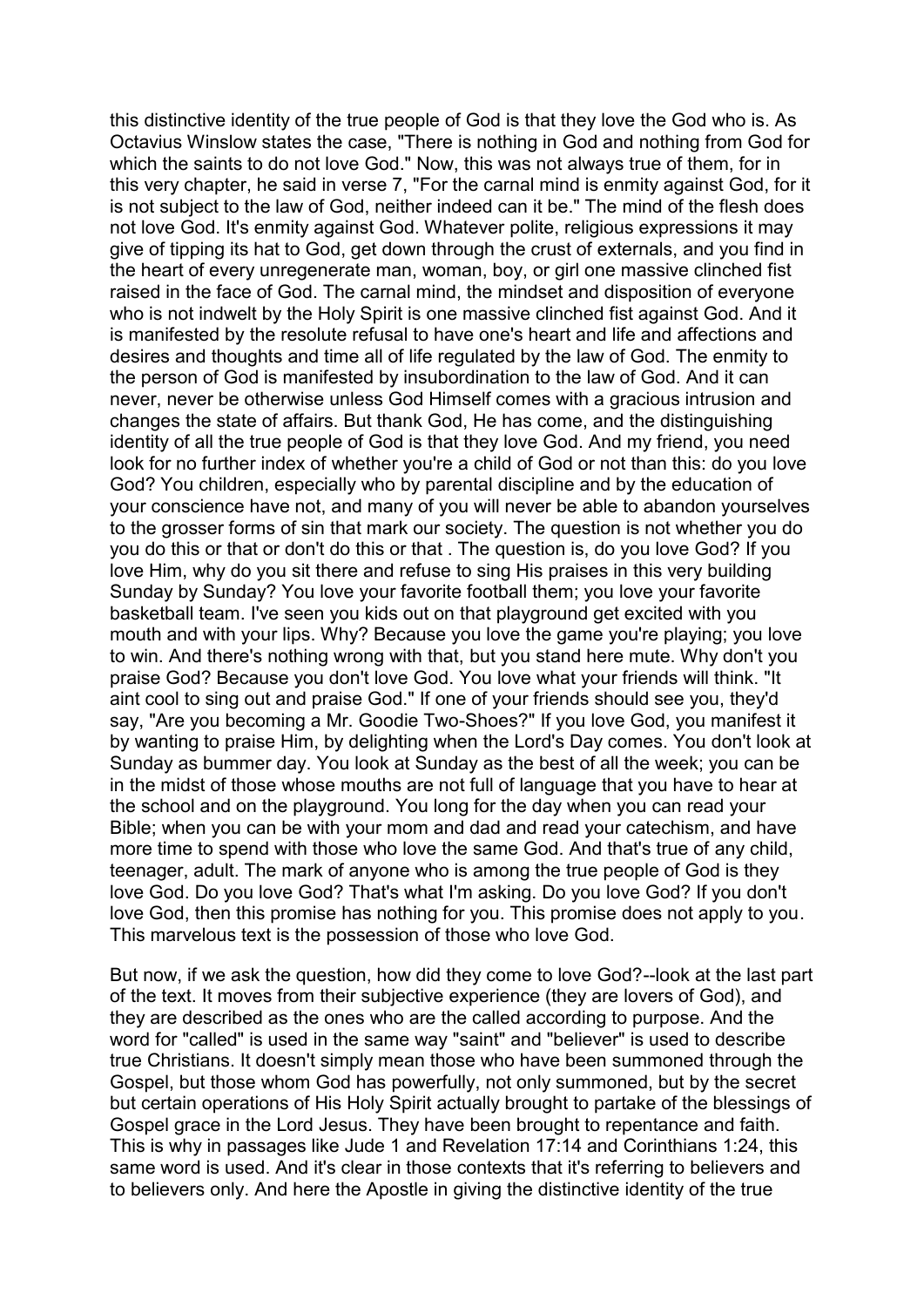this distinctive identity of the true people of God is that they love the God who is. As Octavius Winslow states the case, "There is nothing in God and nothing from God for which the saints to do not love God." Now, this was not always true of them, for in this very chapter, he said in verse 7, "For the carnal mind is enmity against God, for it is not subject to the law of God, neither indeed can it be." The mind of the flesh does not love God. It's enmity against God. Whatever polite, religious expressions it may give of tipping its hat to God, get down through the crust of externals, and you find in the heart of every unregenerate man, woman, boy, or girl one massive clinched fist raised in the face of God. The carnal mind, the mindset and disposition of everyone who is not indwelt by the Holy Spirit is one massive clinched fist against God. And it is manifested by the resolute refusal to have one's heart and life and affections and desires and thoughts and time all of life regulated by the law of God. The enmity to the person of God is manifested by insubordination to the law of God. And it can never, never be otherwise unless God Himself comes with a gracious intrusion and changes the state of affairs. But thank God, He has come, and the distinguishing identity of all the true people of God is that they love God. And my friend, you need look for no further index of whether you're a child of God or not than this: do you love God? You children, especially who by parental discipline and by the education of your conscience have not, and many of you will never be able to abandon yourselves to the grosser forms of sin that mark our society. The question is not whether you do you do this or that or don't do this or that . The question is, do you love God? If you love Him, why do you sit there and refuse to sing His praises in this very building Sunday by Sunday? You love your favorite football them; you love your favorite basketball team. I've seen you kids out on that playground get excited with you mouth and with your lips. Why? Because you love the game you're playing; you love to win. And there's nothing wrong with that, but you stand here mute. Why don't you praise God? Because you don't love God. You love what your friends will think. "It aint cool to sing out and praise God." If one of your friends should see you, they'd say, "Are you becoming a Mr. Goodie Two-Shoes?" If you love God, you manifest it by wanting to praise Him, by delighting when the Lord's Day comes. You don't look at Sunday as bummer day. You look at Sunday as the best of all the week; you can be in the midst of those whose mouths are not full of language that you have to hear at the school and on the playground. You long for the day when you can read your Bible; when you can be with your mom and dad and read your catechism, and have more time to spend with those who love the same God. And that's true of any child, teenager, adult. The mark of anyone who is among the true people of God is they love God. Do you love God? That's what I'm asking. Do you love God? If you don't love God, then this promise has nothing for you. This promise does not apply to you. This marvelous text is the possession of those who love God.

But now, if we ask the question, how did they come to love God?--look at the last part of the text. It moves from their subjective experience (they are lovers of God), and they are described as the ones who are the called according to purpose. And the word for "called" is used in the same way "saint" and "believer" is used to describe true Christians. It doesn't simply mean those who have been summoned through the Gospel, but those whom God has powerfully, not only summoned, but by the secret but certain operations of His Holy Spirit actually brought to partake of the blessings of Gospel grace in the Lord Jesus. They have been brought to repentance and faith. This is why in passages like Jude 1 and Revelation 17:14 and Corinthians 1:24, this same word is used. And it's clear in those contexts that it's referring to believers and to believers only. And here the Apostle in giving the distinctive identity of the true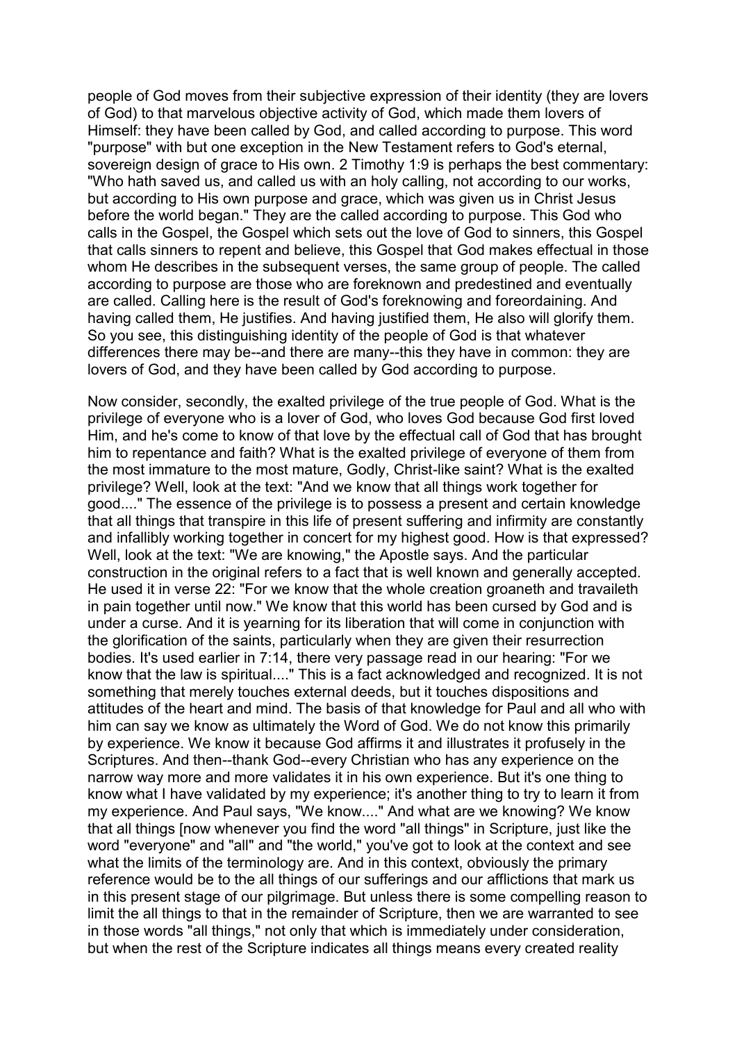people of God moves from their subjective expression of their identity (they are lovers of God) to that marvelous objective activity of God, which made them lovers of Himself: they have been called by God, and called according to purpose. This word "purpose" with but one exception in the New Testament refers to God's eternal, sovereign design of grace to His own. 2 Timothy 1:9 is perhaps the best commentary: "Who hath saved us, and called us with an holy calling, not according to our works, but according to His own purpose and grace, which was given us in Christ Jesus before the world began." They are the called according to purpose. This God who calls in the Gospel, the Gospel which sets out the love of God to sinners, this Gospel that calls sinners to repent and believe, this Gospel that God makes effectual in those whom He describes in the subsequent verses, the same group of people. The called according to purpose are those who are foreknown and predestined and eventually are called. Calling here is the result of God's foreknowing and foreordaining. And having called them, He justifies. And having justified them, He also will glorify them. So you see, this distinguishing identity of the people of God is that whatever differences there may be--and there are many--this they have in common: they are lovers of God, and they have been called by God according to purpose.

Now consider, secondly, the exalted privilege of the true people of God. What is the privilege of everyone who is a lover of God, who loves God because God first loved Him, and he's come to know of that love by the effectual call of God that has brought him to repentance and faith? What is the exalted privilege of everyone of them from the most immature to the most mature, Godly, Christ-like saint? What is the exalted privilege? Well, look at the text: "And we know that all things work together for good...." The essence of the privilege is to possess a present and certain knowledge that all things that transpire in this life of present suffering and infirmity are constantly and infallibly working together in concert for my highest good. How is that expressed? Well, look at the text: "We are knowing," the Apostle says. And the particular construction in the original refers to a fact that is well known and generally accepted. He used it in verse 22: "For we know that the whole creation groaneth and travaileth in pain together until now." We know that this world has been cursed by God and is under a curse. And it is yearning for its liberation that will come in conjunction with the glorification of the saints, particularly when they are given their resurrection bodies. It's used earlier in 7:14, there very passage read in our hearing: "For we know that the law is spiritual...." This is a fact acknowledged and recognized. It is not something that merely touches external deeds, but it touches dispositions and attitudes of the heart and mind. The basis of that knowledge for Paul and all who with him can say we know as ultimately the Word of God. We do not know this primarily by experience. We know it because God affirms it and illustrates it profusely in the Scriptures. And then--thank God--every Christian who has any experience on the narrow way more and more validates it in his own experience. But it's one thing to know what I have validated by my experience; it's another thing to try to learn it from my experience. And Paul says, "We know...." And what are we knowing? We know that all things [now whenever you find the word "all things" in Scripture, just like the word "everyone" and "all" and "the world," you've got to look at the context and see what the limits of the terminology are. And in this context, obviously the primary reference would be to the all things of our sufferings and our afflictions that mark us in this present stage of our pilgrimage. But unless there is some compelling reason to limit the all things to that in the remainder of Scripture, then we are warranted to see in those words "all things," not only that which is immediately under consideration, but when the rest of the Scripture indicates all things means every created reality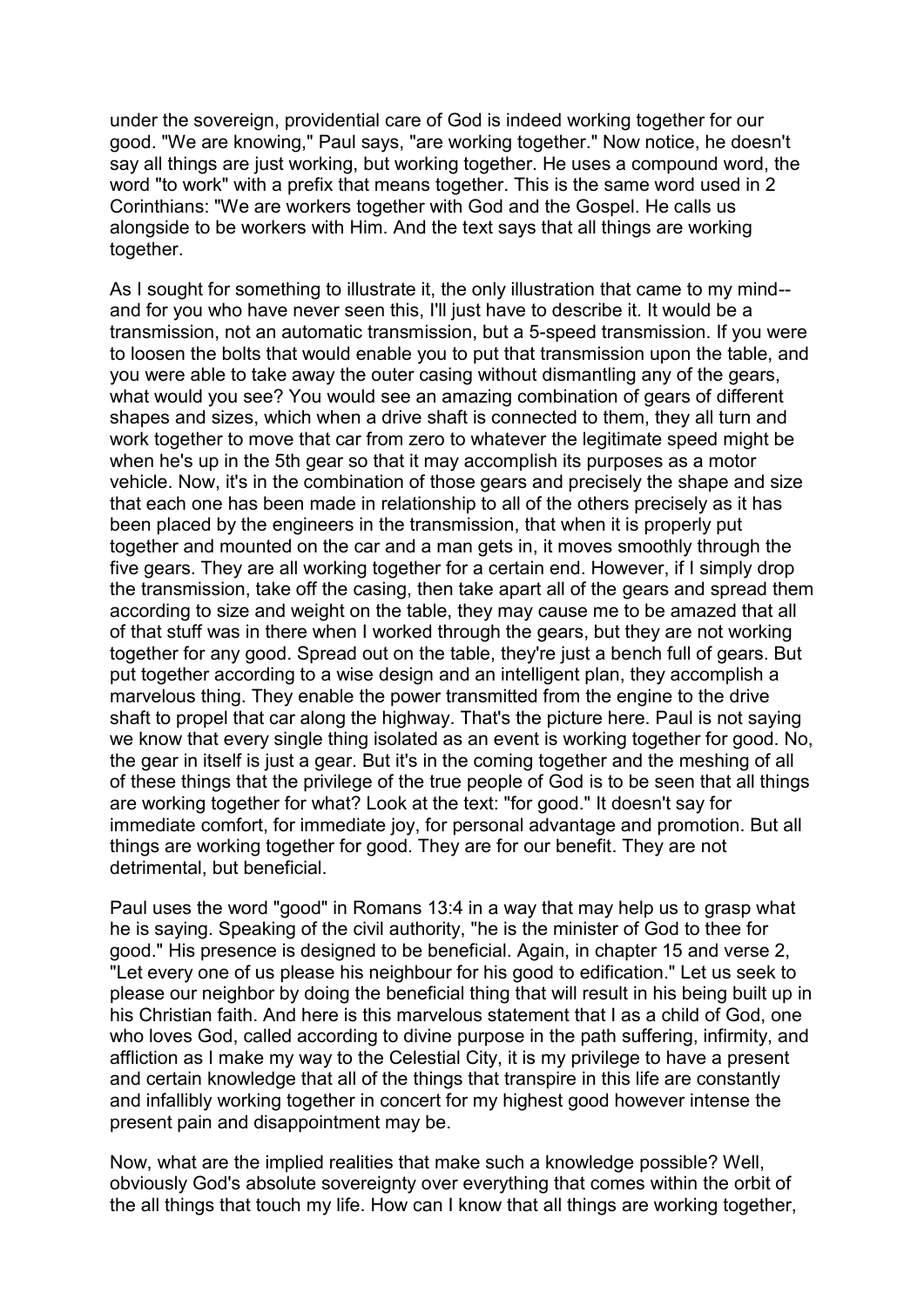under the sovereign, providential care of God is indeed working together for our good. "We are knowing," Paul says, "are working together." Now notice, he doesn't say all things are just working, but working together. He uses a compound word, the word "to work" with a prefix that means together. This is the same word used in 2 Corinthians: "We are workers together with God and the Gospel. He calls us alongside to be workers with Him. And the text says that all things are working together.

As I sought for something to illustrate it, the only illustration that came to my mind--and for you who have never seen this, I'll just have to describe it. It would be a transmission, not an automatic transmission, but a 5-speed transmission. If you were to loosen the bolts that would enable you to put that transmission upon the table, and you were able to take away the outer casing without dismantling any of the gears, what would you see? You would see an amazing combination of gears of different shapes and sizes, which when a drive shaft is connected to them, they all turn and work together to move that car from zero to whatever the legitimate speed might be when he's up in the 5th gear so that it may accomplish its purposes as a motor vehicle. Now, it's in the combination of those gears and precisely the shape and size that each one has been made in relationship to all of the others precisely as it has been placed by the engineers in the transmission, that when it is properly put together and mounted on the car and a man gets in, it moves smoothly through the five gears. They are all working together for a certain end. However, if I simply drop the transmission, take off the casing, then take apart all of the gears and spread them according to size and weight on the table, they may cause me to be amazed that all of that stuff was in there when I worked through the gears, but they are not working together for any good. Spread out on the table, they're just a bench full of gears. But put together according to a wise design and an intelligent plan, they accomplish a marvelous thing. They enable the power transmitted from the engine to the drive shaft to propel that car along the highway. That's the picture here. Paul is not saying we know that every single thing isolated as an event is working together for good. No, the gear in itself is just a gear. But it's in the coming together and the meshing of all of these things that the privilege of the true people of God is to be seen that all things are working together for what? Look at the text: "for good." It doesn't say for immediate comfort, for immediate joy, for personal advantage and promotion. But all things are working together for good. They are for our benefit. They are not detrimental, but beneficial.

Paul uses the word "good" in Romans 13:4 in a way that may help us to grasp what he is saying. Speaking of the civil authority, "he is the minister of God to thee for good." His presence is designed to be beneficial. Again, in chapter 15 and verse 2, "Let every one of us please his neighbour for his good to edification." Let us seek to please our neighbor by doing the beneficial thing that will result in his being built up in his Christian faith. And here is this marvelous statement that I as a child of God, one who loves God, called according to divine purpose in the path suffering, infirmity, and affliction as I make my way to the Celestial City, it is my privilege to have a present and certain knowledge that all of the things that transpire in this life are constantly and infallibly working together in concert for my highest good however intense the present pain and disappointment may be.

Now, what are the implied realities that make such a knowledge possible? Well, obviously God's absolute sovereignty over everything that comes within the orbit of the all things that touch my life. How can I know that all things are working together,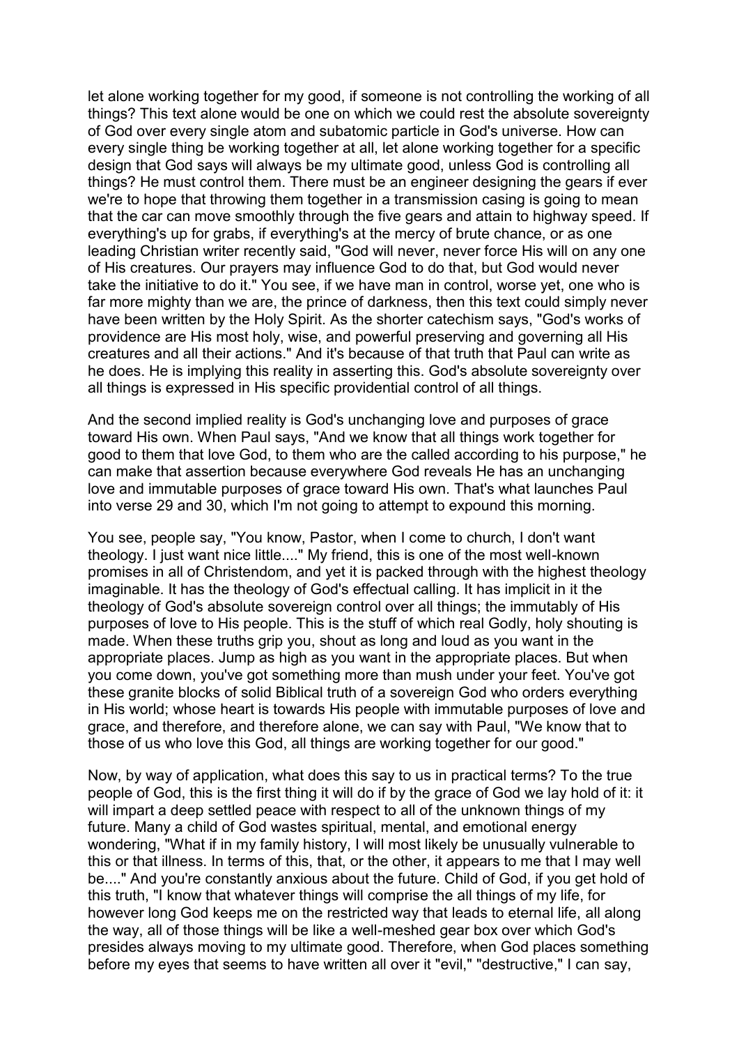let alone working together for my good, if someone is not controlling the working of all things? This text alone would be one on which we could rest the absolute sovereignty of God over every single atom and subatomic particle in God's universe. How can every single thing be working together at all, let alone working together for a specific design that God says will always be my ultimate good, unless God is controlling all things? He must control them. There must be an engineer designing the gears if ever we're to hope that throwing them together in a transmission casing is going to mean that the car can move smoothly through the five gears and attain to highway speed. If everything's up for grabs, if everything's at the mercy of brute chance, or as one leading Christian writer recently said, "God will never, never force His will on any one of His creatures. Our prayers may influence God to do that, but God would never take the initiative to do it." You see, if we have man in control, worse yet, one who is far more mighty than we are, the prince of darkness, then this text could simply never have been written by the Holy Spirit. As the shorter catechism says, "God's works of providence are His most holy, wise, and powerful preserving and governing all His creatures and all their actions." And it's because of that truth that Paul can write as he does. He is implying this reality in asserting this. God's absolute sovereignty over all things is expressed in His specific providential control of all things.

And the second implied reality is God's unchanging love and purposes of grace toward His own. When Paul says, "And we know that all things work together for good to them that love God, to them who are the called according to his purpose," he can make that assertion because everywhere God reveals He has an unchanging love and immutable purposes of grace toward His own. That's what launches Paul into verse 29 and 30, which I'm not going to attempt to expound this morning.

You see, people say, "You know, Pastor, when I come to church, I don't want theology. I just want nice little...." My friend, this is one of the most well-known promises in all of Christendom, and yet it is packed through with the highest theology imaginable. It has the theology of God's effectual calling. It has implicit in it the theology of God's absolute sovereign control over all things; the immutably of His purposes of love to His people. This is the stuff of which real Godly, holy shouting is made. When these truths grip you, shout as long and loud as you want in the appropriate places. Jump as high as you want in the appropriate places. But when you come down, you've got something more than mush under your feet. You've got these granite blocks of solid Biblical truth of a sovereign God who orders everything in His world; whose heart is towards His people with immutable purposes of love and grace, and therefore, and therefore alone, we can say with Paul, "We know that to those of us who love this God, all things are working together for our good."

Now, by way of application, what does this say to us in practical terms? To the true people of God, this is the first thing it will do if by the grace of God we lay hold of it: it will impart a deep settled peace with respect to all of the unknown things of my future. Many a child of God wastes spiritual, mental, and emotional energy wondering, "What if in my family history, I will most likely be unusually vulnerable to this or that illness. In terms of this, that, or the other, it appears to me that I may well be...." And you're constantly anxious about the future. Child of God, if you get hold of this truth, "I know that whatever things will comprise the all things of my life, for however long God keeps me on the restricted way that leads to eternal life, all along the way, all of those things will be like a well-meshed gear box over which God's presides always moving to my ultimate good. Therefore, when God places something before my eyes that seems to have written all over it "evil," "destructive," I can say,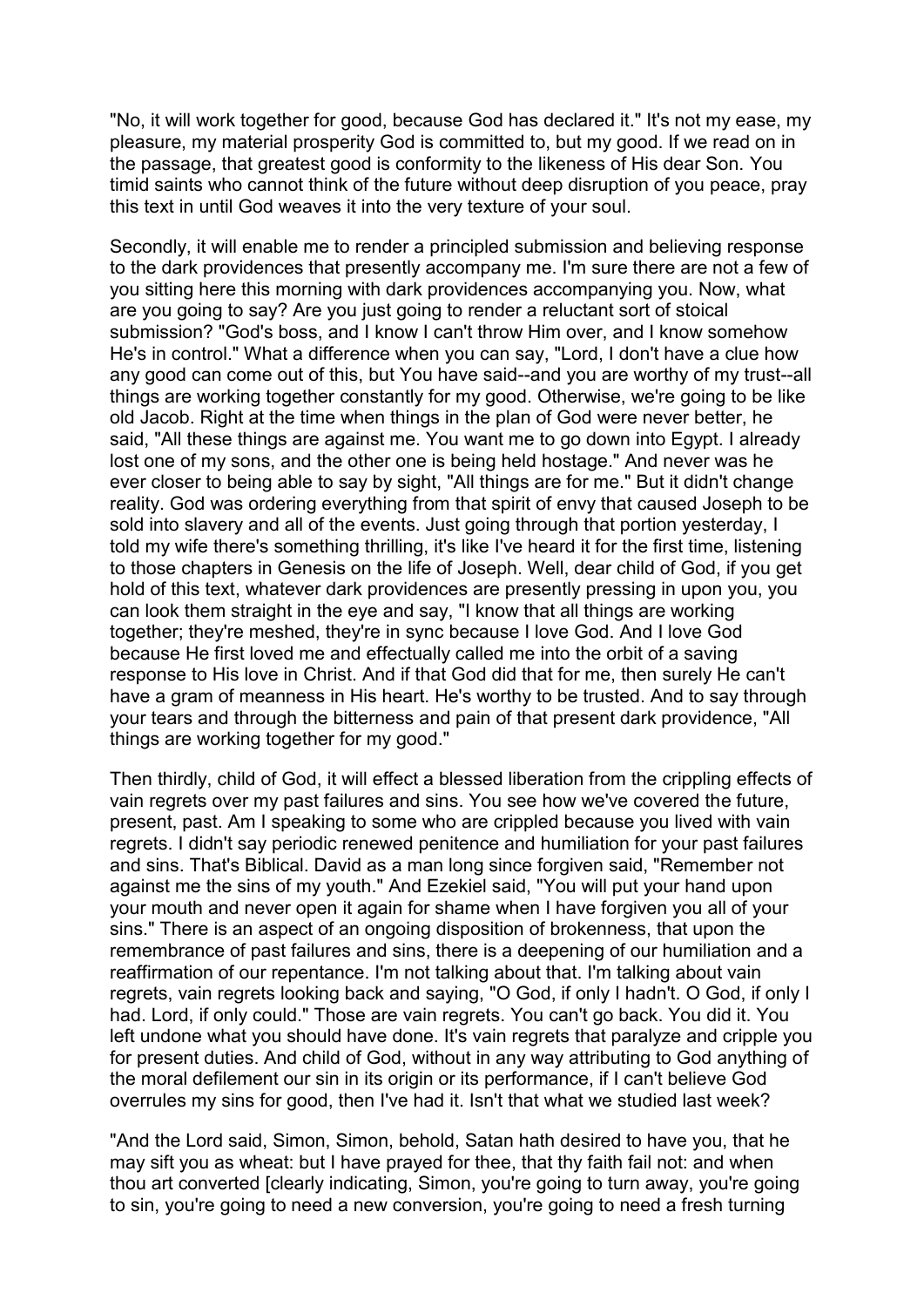"No, it will work together for good, because God has declared it." It's not my ease, my pleasure, my material prosperity God is committed to, but my good. If we read on in the passage, that greatest good is conformity to the likeness of His dear Son. You timid saints who cannot think of the future without deep disruption of you peace, pray this text in until God weaves it into the very texture of your soul.

Secondly, it will enable me to render a principled submission and believing response to the dark providences that presently accompany me. I'm sure there are not a few of you sitting here this morning with dark providences accompanying you. Now, what are you going to say? Are you just going to render a reluctant sort of stoical submission? "God's boss, and I know I can't throw Him over, and I know somehow He's in control." What a difference when you can say, "Lord, I don't have a clue how any good can come out of this, but You have said--and you are worthy of my trust--all things are working together constantly for my good. Otherwise, we're going to be like old Jacob. Right at the time when things in the plan of God were never better, he said, "All these things are against me. You want me to go down into Egypt. I already lost one of my sons, and the other one is being held hostage." And never was he ever closer to being able to say by sight, "All things are for me." But it didn't change reality. God was ordering everything from that spirit of envy that caused Joseph to be sold into slavery and all of the events. Just going through that portion yesterday, I told my wife there's something thrilling, it's like I've heard it for the first time, listening to those chapters in Genesis on the life of Joseph. Well, dear child of God, if you get hold of this text, whatever dark providences are presently pressing in upon you, you can look them straight in the eye and say, "I know that all things are working together; they're meshed, they're in sync because I love God. And I love God because He first loved me and effectually called me into the orbit of a saving response to His love in Christ. And if that God did that for me, then surely He can't have a gram of meanness in His heart. He's worthy to be trusted. And to say through your tears and through the bitterness and pain of that present dark providence, "All things are working together for my good."

Then thirdly, child of God, it will effect a blessed liberation from the crippling effects of vain regrets over my past failures and sins. You see how we've covered the future, present, past. Am I speaking to some who are crippled because you lived with vain regrets. I didn't say periodic renewed penitence and humiliation for your past failures and sins. That's Biblical. David as a man long since forgiven said, "Remember not against me the sins of my youth." And Ezekiel said, "You will put your hand upon your mouth and never open it again for shame when I have forgiven you all of your sins." There is an aspect of an ongoing disposition of brokenness, that upon the remembrance of past failures and sins, there is a deepening of our humiliation and a reaffirmation of our repentance. I'm not talking about that. I'm talking about vain regrets, vain regrets looking back and saying, "O God, if only I hadn't. O God, if only I had. Lord, if only could." Those are vain regrets. You can't go back. You did it. You left undone what you should have done. It's vain regrets that paralyze and cripple you for present duties. And child of God, without in any way attributing to God anything of the moral defilement our sin in its origin or its performance, if I can't believe God overrules my sins for good, then I've had it. Isn't that what we studied last week?

"And the Lord said, Simon, Simon, behold, Satan hath desired to have you, that he may sift you as wheat: but I have prayed for thee, that thy faith fail not: and when thou art converted [clearly indicating, Simon, you're going to turn away, you're going to sin, you're going to need a new conversion, you're going to need a fresh turning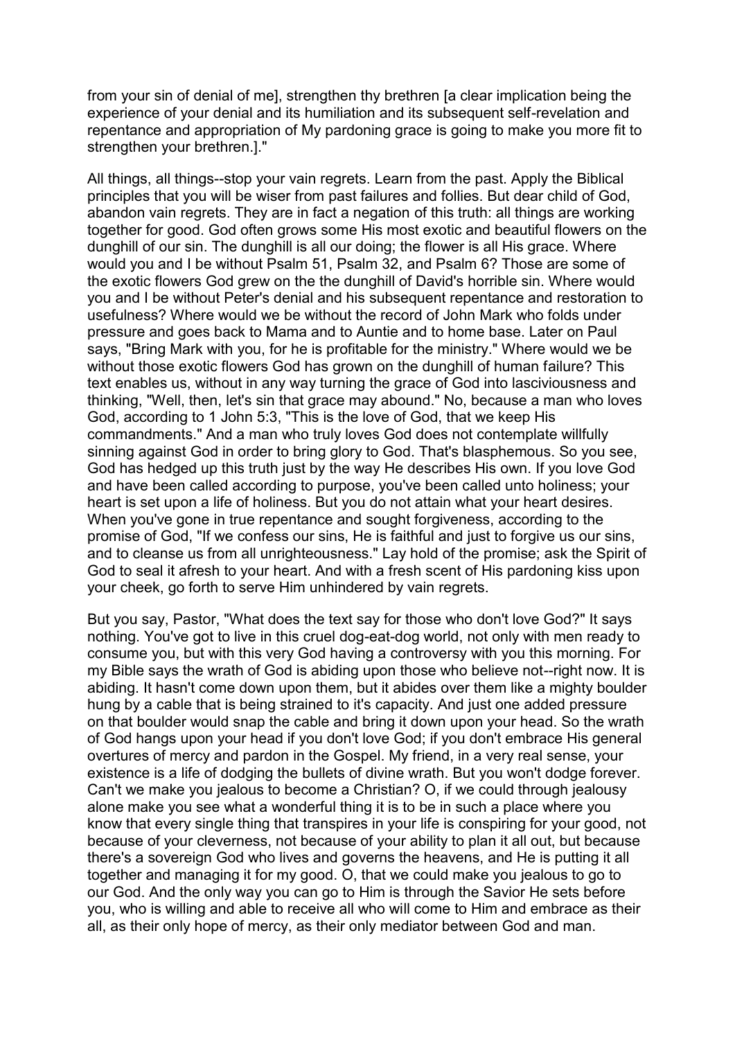from your sin of denial of me], strengthen thy brethren [a clear implication being the experience of your denial and its humiliation and its subsequent self-revelation and repentance and appropriation of My pardoning grace is going to make you more fit to strengthen your brethren.]."

All things, all things--stop your vain regrets. Learn from the past. Apply the Biblical principles that you will be wiser from past failures and follies. But dear child of God, abandon vain regrets. They are in fact a negation of this truth: all things are working together for good. God often grows some His most exotic and beautiful flowers on the dunghill of our sin. The dunghill is all our doing; the flower is all His grace. Where would you and I be without Psalm 51, Psalm 32, and Psalm 6? Those are some of the exotic flowers God grew on the the dunghill of David's horrible sin. Where would you and I be without Peter's denial and his subsequent repentance and restoration to usefulness? Where would we be without the record of John Mark who folds under pressure and goes back to Mama and to Auntie and to home base. Later on Paul says, "Bring Mark with you, for he is profitable for the ministry." Where would we be without those exotic flowers God has grown on the dunghill of human failure? This text enables us, without in any way turning the grace of God into lasciviousness and thinking, "Well, then, let's sin that grace may abound." No, because a man who loves God, according to 1 John 5:3, "This is the love of God, that we keep His commandments." And a man who truly loves God does not contemplate willfully sinning against God in order to bring glory to God. That's blasphemous. So you see, God has hedged up this truth just by the way He describes His own. If you love God and have been called according to purpose, you've been called unto holiness; your heart is set upon a life of holiness. But you do not attain what your heart desires. When you've gone in true repentance and sought forgiveness, according to the promise of God, "If we confess our sins, He is faithful and just to forgive us our sins, and to cleanse us from all unrighteousness." Lay hold of the promise; ask the Spirit of God to seal it afresh to your heart. And with a fresh scent of His pardoning kiss upon your cheek, go forth to serve Him unhindered by vain regrets.

But you say, Pastor, "What does the text say for those who don't love God?" It says nothing. You've got to live in this cruel dog-eat-dog world, not only with men ready to consume you, but with this very God having a controversy with you this morning. For my Bible says the wrath of God is abiding upon those who believe not--right now. It is abiding. It hasn't come down upon them, but it abides over them like a mighty boulder hung by a cable that is being strained to it's capacity. And just one added pressure on that boulder would snap the cable and bring it down upon your head. So the wrath of God hangs upon your head if you don't love God; if you don't embrace His general overtures of mercy and pardon in the Gospel. My friend, in a very real sense, your existence is a life of dodging the bullets of divine wrath. But you won't dodge forever. Can't we make you jealous to become a Christian? O, if we could through jealousy alone make you see what a wonderful thing it is to be in such a place where you know that every single thing that transpires in your life is conspiring for your good, not because of your cleverness, not because of your ability to plan it all out, but because there's a sovereign God who lives and governs the heavens, and He is putting it all together and managing it for my good. O, that we could make you jealous to go to our God. And the only way you can go to Him is through the Savior He sets before you, who is willing and able to receive all who will come to Him and embrace as their all, as their only hope of mercy, as their only mediator between God and man.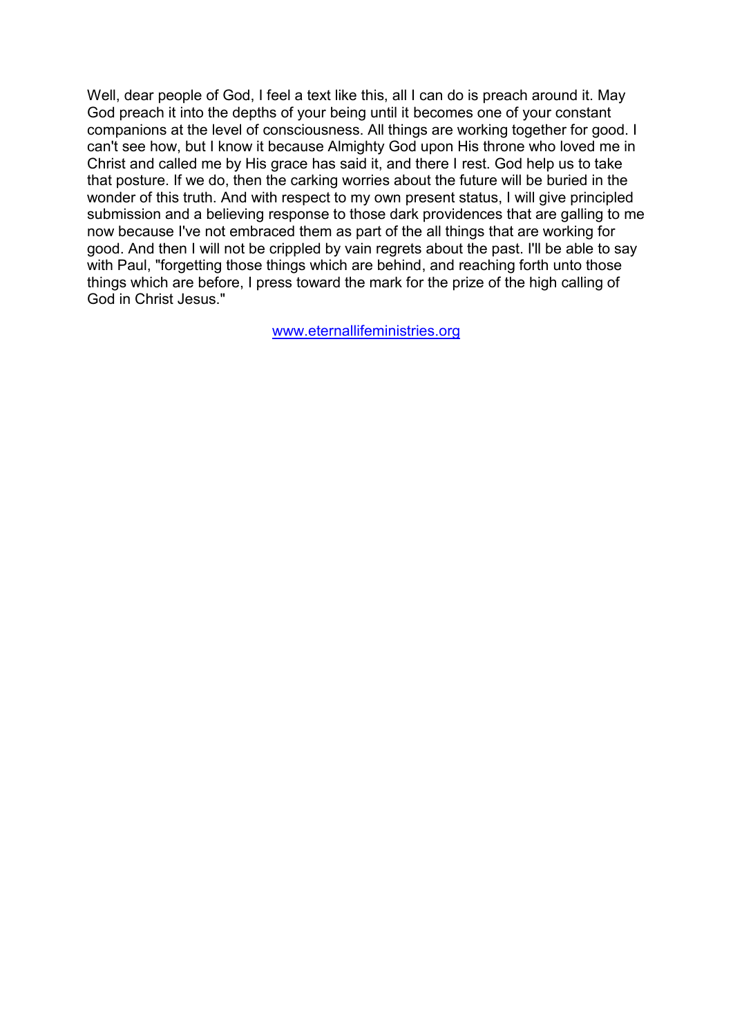Well, dear people of God, I feel a text like this, all I can do is preach around it. May God preach it into the depths of your being until it becomes one of your constant companions at the level of consciousness. All things are working together for good. I can't see how, but I know it because Almighty God upon His throne who loved me in Christ and called me by His grace has said it, and there I rest. God help us to take that posture. If we do, then the carking worries about the future will be buried in the wonder of this truth. And with respect to my own present status, I will give principled submission and a believing response to those dark providences that are galling to me now because I've not embraced them as part of the all things that are working for good. And then I will not be crippled by vain regrets about the past. I'll be able to say with Paul, "forgetting those things which are behind, and reaching forth unto those things which are before, I press toward the mark for the prize of the high calling of God in Christ Jesus."

www.eternallifeministries.org